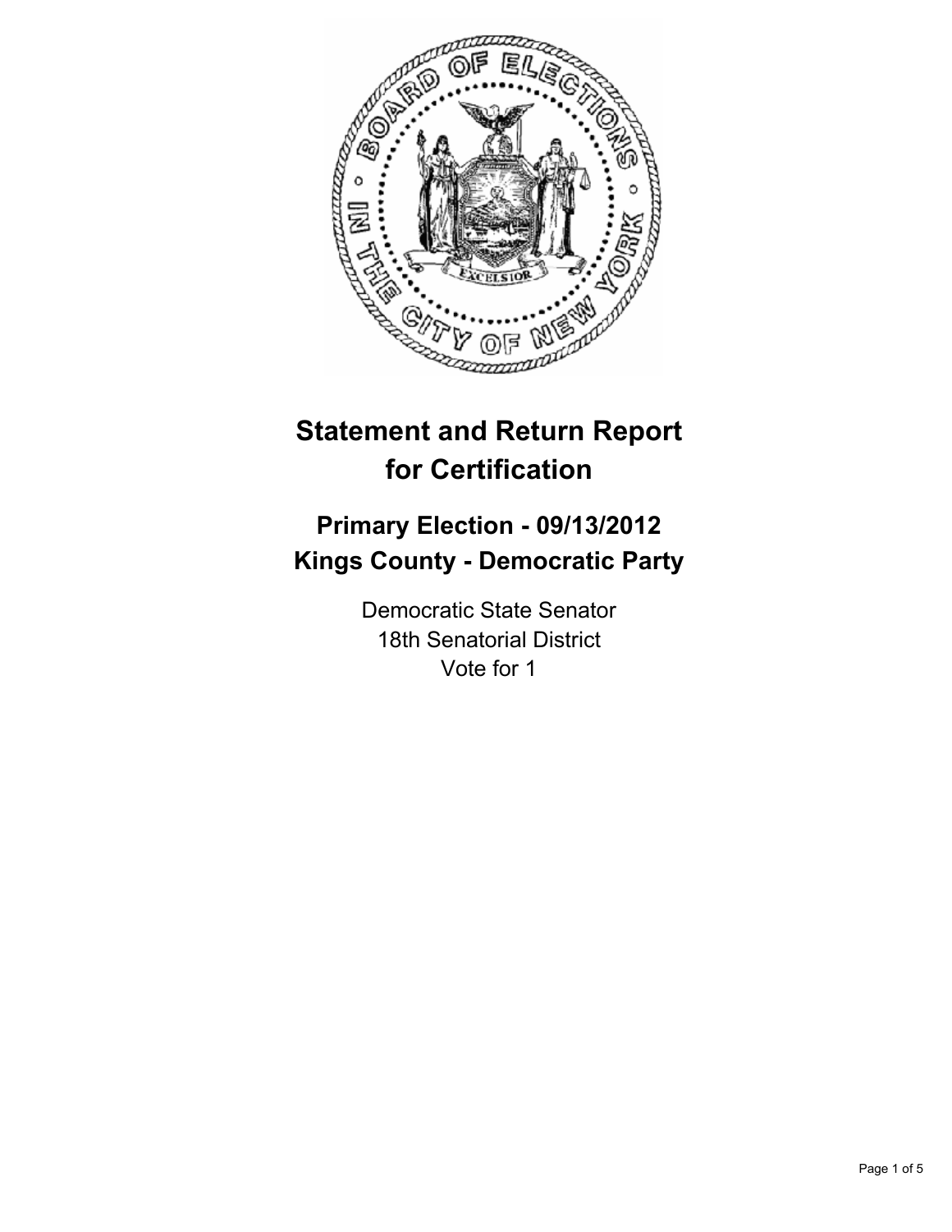# Statement and Return Report for Certification

## Primary Election - 09/13/2012
## Kings County - Democratic Party

Democratic State Senator
18th Senatorial District
Vote for 1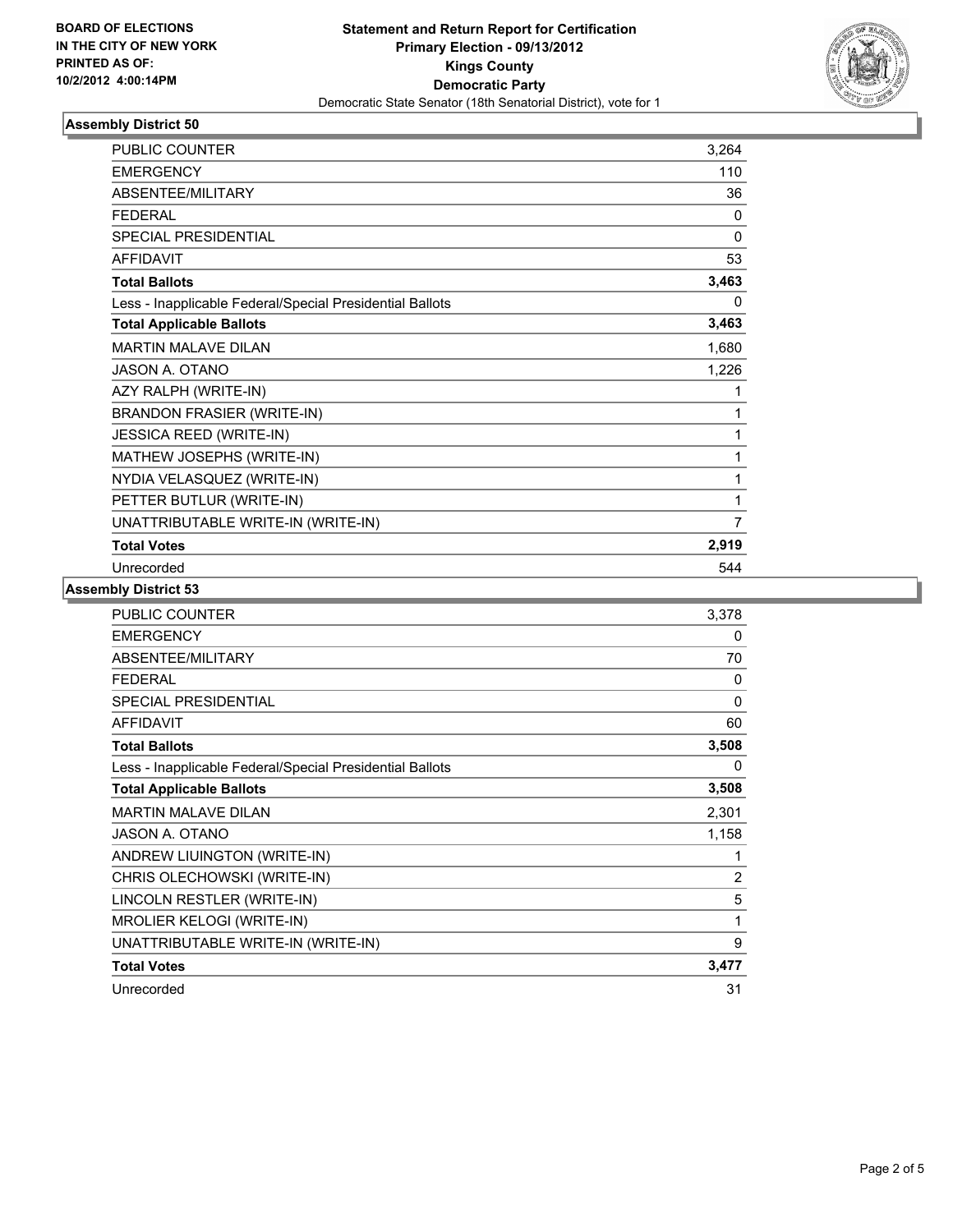**BOARD OF ELECTIONS IN THE CITY OF NEW YORK PRINTED AS OF: 10/2/2012 4:00:14PM**

**Statement and Return Report for Certification**
**Primary Election - 09/13/2012**
**Kings County**
**Democratic Party**
Democratic State Senator (18th Senatorial District), vote for 1

### Assembly District 50

| | |
|---|---|
| PUBLIC COUNTER | 3,264 |
| EMERGENCY | 110 |
| ABSENTEE/MILITARY | 36 |
| FEDERAL | 0 |
| SPECIAL PRESIDENTIAL | 0 |
| AFFIDAVIT | 53 |
| **Total Ballots** | **3,463** |
| Less - Inapplicable Federal/Special Presidential Ballots | 0 |
| **Total Applicable Ballots** | **3,463** |
| MARTIN MALAVE DILAN | 1,680 |
| JASON A. OTANO | 1,226 |
| AZY RALPH (WRITE-IN) | 1 |
| BRANDON FRASIER (WRITE-IN) | 1 |
| JESSICA REED (WRITE-IN) | 1 |
| MATHEW JOSEPHS (WRITE-IN) | 1 |
| NYDIA VELASQUEZ (WRITE-IN) | 1 |
| PETTER BUTLUR (WRITE-IN) | 1 |
| UNATTRIBUTABLE WRITE-IN (WRITE-IN) | 7 |
| **Total Votes** | **2,919** |
| Unrecorded | 544 |

### Assembly District 53

| | |
|---|---|
| PUBLIC COUNTER | 3,378 |
| EMERGENCY | 0 |
| ABSENTEE/MILITARY | 70 |
| FEDERAL | 0 |
| SPECIAL PRESIDENTIAL | 0 |
| AFFIDAVIT | 60 |
| **Total Ballots** | **3,508** |
| Less - Inapplicable Federal/Special Presidential Ballots | 0 |
| **Total Applicable Ballots** | **3,508** |
| MARTIN MALAVE DILAN | 2,301 |
| JASON A. OTANO | 1,158 |
| ANDREW LIUINGTON (WRITE-IN) | 1 |
| CHRIS OLECHOWSKI (WRITE-IN) | 2 |
| LINCOLN RESTLER (WRITE-IN) | 5 |
| MROLIER KELOGI (WRITE-IN) | 1 |
| UNATTRIBUTABLE WRITE-IN (WRITE-IN) | 9 |
| **Total Votes** | **3,477** |
| Unrecorded | 31 |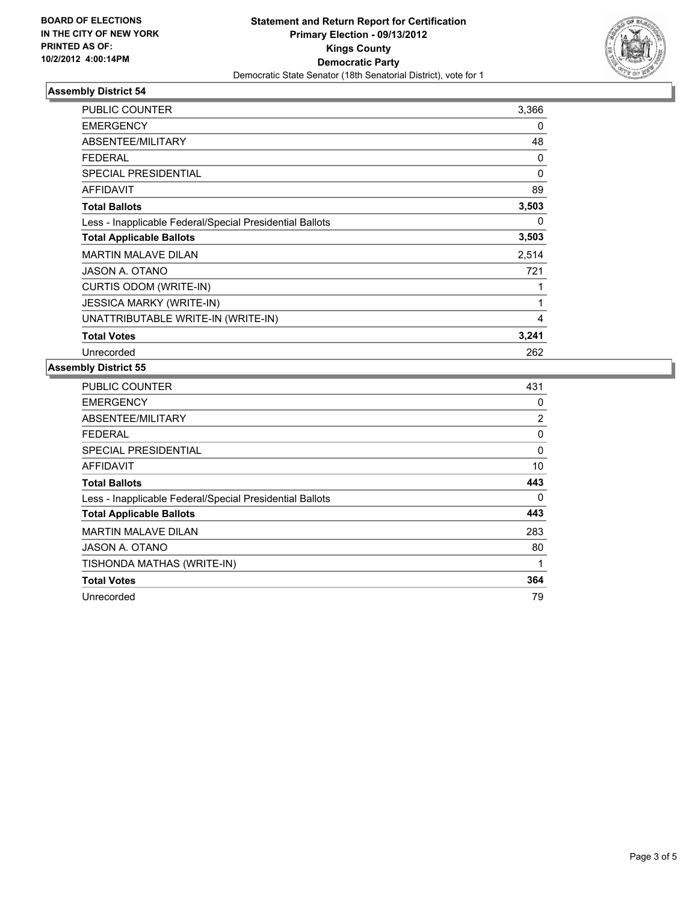**BOARD OF ELECTIONS IN THE CITY OF NEW YORK PRINTED AS OF: 10/2/2012 4:00:14PM**

**Statement and Return Report for Certification Primary Election - 09/13/2012 Kings County Democratic Party**

Democratic State Senator (18th Senatorial District), vote for 1

### Assembly District 54

| | |
|---|---|
| PUBLIC COUNTER | 3,366 |
| EMERGENCY | 0 |
| ABSENTEE/MILITARY | 48 |
| FEDERAL | 0 |
| SPECIAL PRESIDENTIAL | 0 |
| AFFIDAVIT | 89 |
| **Total Ballots** | **3,503** |
| Less - Inapplicable Federal/Special Presidential Ballots | 0 |
| **Total Applicable Ballots** | **3,503** |
| MARTIN MALAVE DILAN | 2,514 |
| JASON A. OTANO | 721 |
| CURTIS ODOM (WRITE-IN) | 1 |
| JESSICA MARKY (WRITE-IN) | 1 |
| UNATTRIBUTABLE WRITE-IN (WRITE-IN) | 4 |
| **Total Votes** | **3,241** |
| Unrecorded | 262 |

### Assembly District 55

| | |
|---|---|
| PUBLIC COUNTER | 431 |
| EMERGENCY | 0 |
| ABSENTEE/MILITARY | 2 |
| FEDERAL | 0 |
| SPECIAL PRESIDENTIAL | 0 |
| AFFIDAVIT | 10 |
| **Total Ballots** | **443** |
| Less - Inapplicable Federal/Special Presidential Ballots | 0 |
| **Total Applicable Ballots** | **443** |
| MARTIN MALAVE DILAN | 283 |
| JASON A. OTANO | 80 |
| TISHONDA MATHAS (WRITE-IN) | 1 |
| **Total Votes** | **364** |
| Unrecorded | 79 |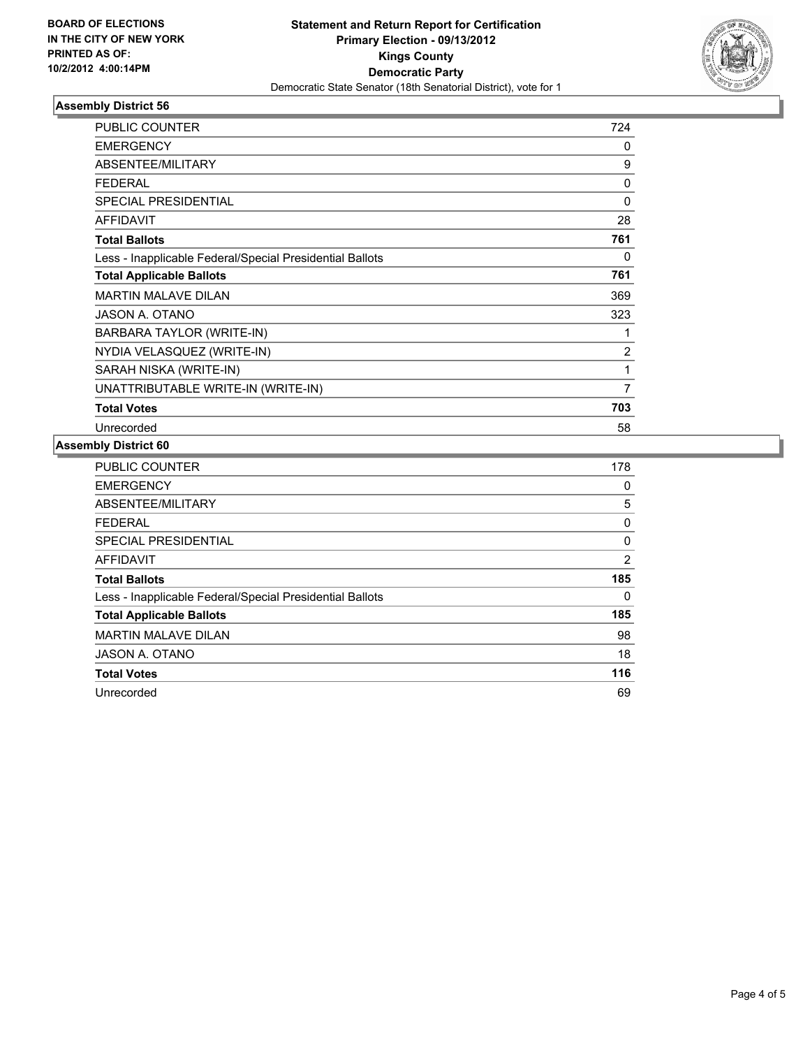**BOARD OF ELECTIONS IN THE CITY OF NEW YORK PRINTED AS OF: 10/2/2012 4:00:14PM**

**Statement and Return Report for Certification**
**Primary Election - 09/13/2012**
**Kings County**
**Democratic Party**
Democratic State Senator (18th Senatorial District), vote for 1

### Assembly District 56

| | |
|---|---|
| PUBLIC COUNTER | 724 |
| EMERGENCY | 0 |
| ABSENTEE/MILITARY | 9 |
| FEDERAL | 0 |
| SPECIAL PRESIDENTIAL | 0 |
| AFFIDAVIT | 28 |
| **Total Ballots** | **761** |
| Less - Inapplicable Federal/Special Presidential Ballots | 0 |
| **Total Applicable Ballots** | **761** |
| MARTIN MALAVE DILAN | 369 |
| JASON A. OTANO | 323 |
| BARBARA TAYLOR (WRITE-IN) | 1 |
| NYDIA VELASQUEZ (WRITE-IN) | 2 |
| SARAH NISKA (WRITE-IN) | 1 |
| UNATTRIBUTABLE WRITE-IN (WRITE-IN) | 7 |
| **Total Votes** | **703** |
| Unrecorded | 58 |

### Assembly District 60

| | |
|---|---|
| PUBLIC COUNTER | 178 |
| EMERGENCY | 0 |
| ABSENTEE/MILITARY | 5 |
| FEDERAL | 0 |
| SPECIAL PRESIDENTIAL | 0 |
| AFFIDAVIT | 2 |
| **Total Ballots** | **185** |
| Less - Inapplicable Federal/Special Presidential Ballots | 0 |
| **Total Applicable Ballots** | **185** |
| MARTIN MALAVE DILAN | 98 |
| JASON A. OTANO | 18 |
| **Total Votes** | **116** |
| Unrecorded | 69 |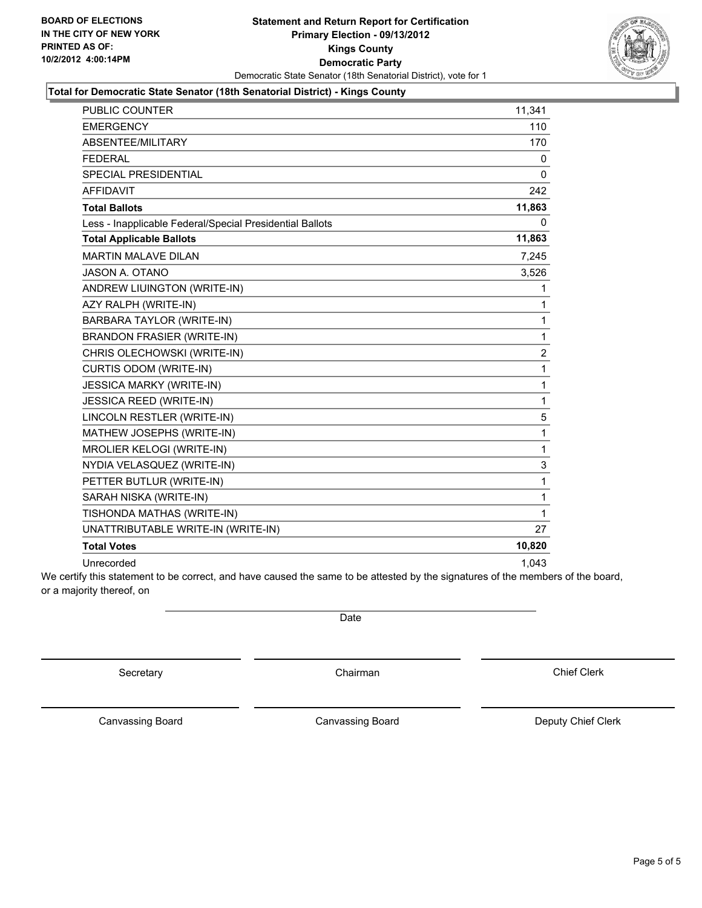**BOARD OF ELECTIONS IN THE CITY OF NEW YORK PRINTED AS OF: 10/2/2012 4:00:14PM**

# Statement and Return Report for Certification
## Primary Election - 09/13/2012
## Kings County
## Democratic Party

Democratic State Senator (18th Senatorial District), vote for 1

### Total for Democratic State Senator (18th Senatorial District) - Kings County

| | |
|---|---|
| PUBLIC COUNTER | 11,341 |
| EMERGENCY | 110 |
| ABSENTEE/MILITARY | 170 |
| FEDERAL | 0 |
| SPECIAL PRESIDENTIAL | 0 |
| AFFIDAVIT | 242 |
| **Total Ballots** | **11,863** |
| Less - Inapplicable Federal/Special Presidential Ballots | 0 |
| **Total Applicable Ballots** | **11,863** |
| MARTIN MALAVE DILAN | 7,245 |
| JASON A. OTANO | 3,526 |
| ANDREW LIUINGTON (WRITE-IN) | 1 |
| AZY RALPH (WRITE-IN) | 1 |
| BARBARA TAYLOR (WRITE-IN) | 1 |
| BRANDON FRASIER (WRITE-IN) | 1 |
| CHRIS OLECHOWSKI (WRITE-IN) | 2 |
| CURTIS ODOM (WRITE-IN) | 1 |
| JESSICA MARKY (WRITE-IN) | 1 |
| JESSICA REED (WRITE-IN) | 1 |
| LINCOLN RESTLER (WRITE-IN) | 5 |
| MATHEW JOSEPHS (WRITE-IN) | 1 |
| MROLIER KELOGI (WRITE-IN) | 1 |
| NYDIA VELASQUEZ (WRITE-IN) | 3 |
| PETTER BUTLUR (WRITE-IN) | 1 |
| SARAH NISKA (WRITE-IN) | 1 |
| TISHONDA MATHAS (WRITE-IN) | 1 |
| UNATTRIBUTABLE WRITE-IN (WRITE-IN) | 27 |
| **Total Votes** | **10,820** |
| Unrecorded | 1,043 |

We certify this statement to be correct, and have caused the same to be attested by the signatures of the members of the board, or a majority thereof, on

Date

Secretary | Chairman | Chief Clerk

Canvassing Board | Canvassing Board | Deputy Chief Clerk